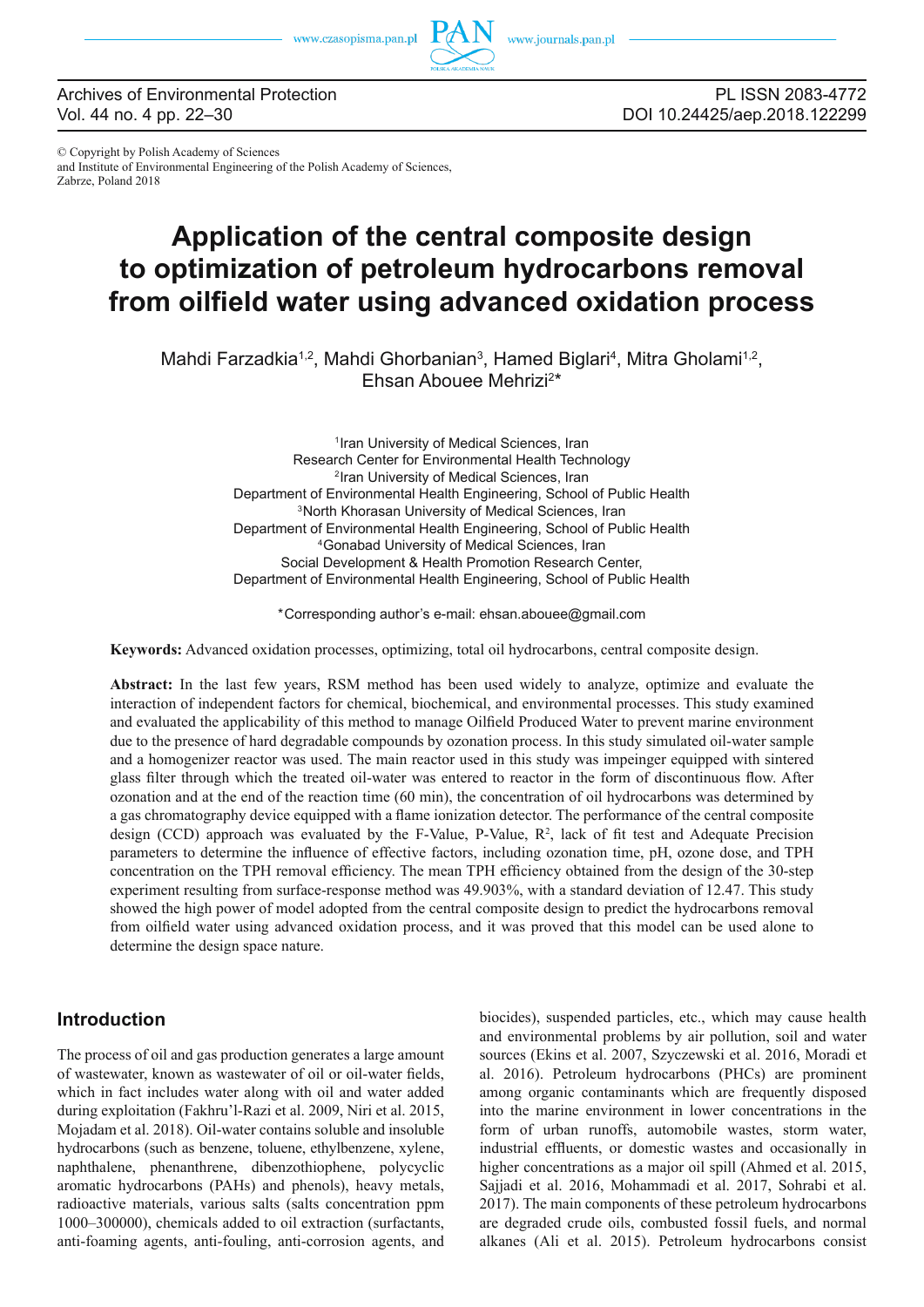© Copyright by Polish Academy of Sciences
and Institute of Environmental Engineering of the Polish Academy of Sciences,
Zabrze, Poland 2018

# Application of the central composite design to optimization of petroleum hydrocarbons removal from oilfield water using advanced oxidation process

Mahdi Farzadkia[1,2], Mahdi Ghorbanian[3], Hamed Biglari[4], Mitra Gholami[1,2], Ehsan Abouee Mehrizi[2]*

[1]Iran University of Medical Sciences, Iran
Research Center for Environmental Health Technology
[2]Iran University of Medical Sciences, Iran
Department of Environmental Health Engineering, School of Public Health
[3]North Khorasan University of Medical Sciences, Iran
Department of Environmental Health Engineering, School of Public Health
[4]Gonabad University of Medical Sciences, Iran
Social Development & Health Promotion Research Center,
Department of Environmental Health Engineering, School of Public Health

*Corresponding author's e-mail: ehsan.abouee@gmail.com

**Keywords:** Advanced oxidation processes, optimizing, total oil hydrocarbons, central composite design.

**Abstract:** In the last few years, RSM method has been used widely to analyze, optimize and evaluate the interaction of independent factors for chemical, biochemical, and environmental processes. This study examined and evaluated the applicability of this method to manage Oilfield Produced Water to prevent marine environment due to the presence of hard degradable compounds by ozonation process. In this study simulated oil-water sample and a homogenizer reactor was used. The main reactor used in this study was impeinger equipped with sintered glass filter through which the treated oil-water was entered to reactor in the form of discontinuous flow. After ozonation and at the end of the reaction time (60 min), the concentration of oil hydrocarbons was determined by a gas chromatography device equipped with a flame ionization detector. The performance of the central composite design (CCD) approach was evaluated by the F-Value, P-Value, $R^2$, lack of fit test and Adequate Precision parameters to determine the influence of effective factors, including ozonation time, pH, ozone dose, and TPH concentration on the TPH removal efficiency. The mean TPH efficiency obtained from the design of the 30-step experiment resulting from surface-response method was 49.903%, with a standard deviation of 12.47. This study showed the high power of model adopted from the central composite design to predict the hydrocarbons removal from oilfield water using advanced oxidation process, and it was proved that this model can be used alone to determine the design space nature.

## Introduction

The process of oil and gas production generates a large amount of wastewater, known as wastewater of oil or oil-water fields, which in fact includes water along with oil and water added during exploitation (Fakhru'l-Razi et al. 2009, Niri et al. 2015, Mojadam et al. 2018). Oil-water contains soluble and insoluble hydrocarbons (such as benzene, toluene, ethylbenzene, xylene, naphthalene, phenanthrene, dibenzothiophene, polycyclic aromatic hydrocarbons (PAHs) and phenols), heavy metals, radioactive materials, various salts (salts concentration ppm 1000–300000), chemicals added to oil extraction (surfactants, anti-foaming agents, anti-fouling, anti-corrosion agents, and biocides), suspended particles, etc., which may cause health and environmental problems by air pollution, soil and water sources (Ekins et al. 2007, Szyczewski et al. 2016, Moradi et al. 2016). Petroleum hydrocarbons (PHCs) are prominent among organic contaminants which are frequently disposed into the marine environment in lower concentrations in the form of urban runoffs, automobile wastes, storm water, industrial effluents, or domestic wastes and occasionally in higher concentrations as a major oil spill (Ahmed et al. 2015, Sajjadi et al. 2016, Mohammadi et al. 2017, Sohrabi et al. 2017). The main components of these petroleum hydrocarbons are degraded crude oils, combusted fossil fuels, and normal alkanes (Ali et al. 2015). Petroleum hydrocarbons consist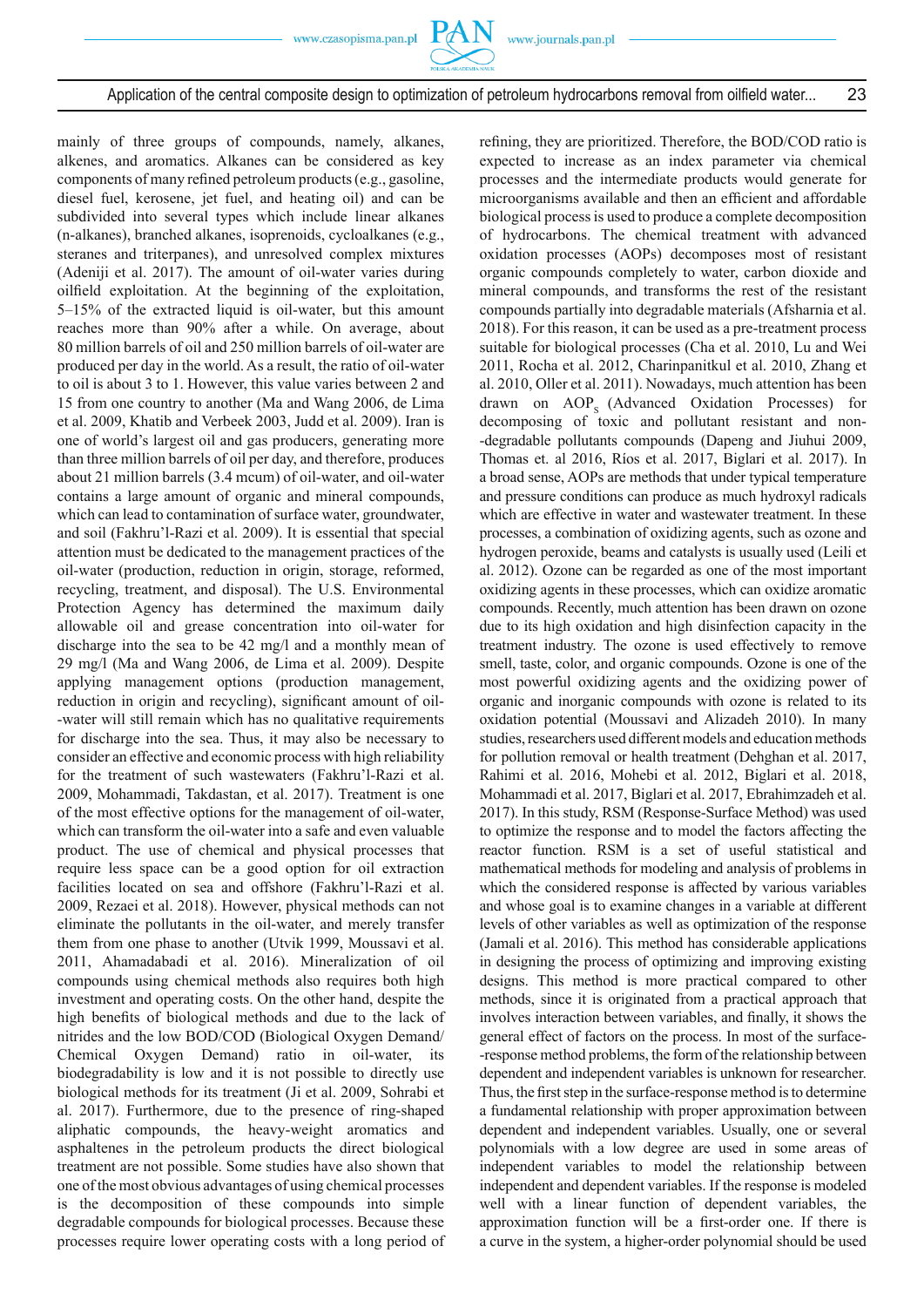mainly of three groups of compounds, namely, alkanes, alkenes, and aromatics. Alkanes can be considered as key components of many refined petroleum products (e.g., gasoline, diesel fuel, kerosene, jet fuel, and heating oil) and can be subdivided into several types which include linear alkanes (n-alkanes), branched alkanes, isoprenoids, cycloalkanes (e.g., steranes and triterpanes), and unresolved complex mixtures (Adeniji et al. 2017). The amount of oil-water varies during oilfield exploitation. At the beginning of the exploitation, 5–15% of the extracted liquid is oil-water, but this amount reaches more than 90% after a while. On average, about 80 million barrels of oil and 250 million barrels of oil-water are produced per day in the world. As a result, the ratio of oil-water to oil is about 3 to 1. However, this value varies between 2 and 15 from one country to another (Ma and Wang 2006, de Lima et al. 2009, Khatib and Verbeek 2003, Judd et al. 2009). Iran is one of world's largest oil and gas producers, generating more than three million barrels of oil per day, and therefore, produces about 21 million barrels (3.4 mcum) of oil-water, and oil-water contains a large amount of organic and mineral compounds, which can lead to contamination of surface water, groundwater, and soil (Fakhru'l-Razi et al. 2009). It is essential that special attention must be dedicated to the management practices of the oil-water (production, reduction in origin, storage, reformed, recycling, treatment, and disposal). The U.S. Environmental Protection Agency has determined the maximum daily allowable oil and grease concentration into oil-water for discharge into the sea to be 42 mg/l and a monthly mean of 29 mg/l (Ma and Wang 2006, de Lima et al. 2009). Despite applying management options (production management, reduction in origin and recycling), significant amount of oil-water will still remain which has no qualitative requirements for discharge into the sea. Thus, it may also be necessary to consider an effective and economic process with high reliability for the treatment of such wastewaters (Fakhru'l-Razi et al. 2009, Mohammadi, Takdastan, et al. 2017). Treatment is one of the most effective options for the management of oil-water, which can transform the oil-water into a safe and even valuable product. The use of chemical and physical processes that require less space can be a good option for oil extraction facilities located on sea and offshore (Fakhru'l-Razi et al. 2009, Rezaei et al. 2018). However, physical methods can not eliminate the pollutants in the oil-water, and merely transfer them from one phase to another (Utvik 1999, Moussavi et al. 2011, Ahamadabadi et al. 2016). Mineralization of oil compounds using chemical methods also requires both high investment and operating costs. On the other hand, despite the high benefits of biological methods and due to the lack of nitrides and the low BOD/COD (Biological Oxygen Demand/Chemical Oxygen Demand) ratio in oil-water, its biodegradability is low and it is not possible to directly use biological methods for its treatment (Ji et al. 2009, Sohrabi et al. 2017). Furthermore, due to the presence of ring-shaped aliphatic compounds, the heavy-weight aromatics and asphaltenes in the petroleum products the direct biological treatment are not possible. Some studies have also shown that one of the most obvious advantages of using chemical processes is the decomposition of these compounds into simple degradable compounds for biological processes. Because these processes require lower operating costs with a long period of refining, they are prioritized. Therefore, the BOD/COD ratio is expected to increase as an index parameter via chemical processes and the intermediate products would generate for microorganisms available and then an efficient and affordable biological process is used to produce a complete decomposition of hydrocarbons. The chemical treatment with advanced oxidation processes (AOPs) decomposes most of resistant organic compounds completely to water, carbon dioxide and mineral compounds, and transforms the rest of the resistant compounds partially into degradable materials (Afsharnia et al. 2018). For this reason, it can be used as a pre-treatment process suitable for biological processes (Cha et al. 2010, Lu and Wei 2011, Rocha et al. 2012, Charinpanitkul et al. 2010, Zhang et al. 2010, Oller et al. 2011). Nowadays, much attention has been drawn on $AOP_s$ (Advanced Oxidation Processes) for decomposing of toxic and pollutant resistant and non-degradable pollutants compounds (Dapeng and Jiuhui 2009, Thomas et. al 2016, Ríos et al. 2017, Biglari et al. 2017). In a broad sense, AOPs are methods that under typical temperature and pressure conditions can produce as much hydroxyl radicals which are effective in water and wastewater treatment. In these processes, a combination of oxidizing agents, such as ozone and hydrogen peroxide, beams and catalysts is usually used (Leili et al. 2012). Ozone can be regarded as one of the most important oxidizing agents in these processes, which can oxidize aromatic compounds. Recently, much attention has been drawn on ozone due to its high oxidation and high disinfection capacity in the treatment industry. The ozone is used effectively to remove smell, taste, color, and organic compounds. Ozone is one of the most powerful oxidizing agents and the oxidizing power of organic and inorganic compounds with ozone is related to its oxidation potential (Moussavi and Alizadeh 2010). In many studies, researchers used different models and education methods for pollution removal or health treatment (Dehghan et al. 2017, Rahimi et al. 2016, Mohebi et al. 2012, Biglari et al. 2018, Mohammadi et al. 2017, Biglari et al. 2017, Ebrahimzadeh et al. 2017). In this study, RSM (Response-Surface Method) was used to optimize the response and to model the factors affecting the reactor function. RSM is a set of useful statistical and mathematical methods for modeling and analysis of problems in which the considered response is affected by various variables and whose goal is to examine changes in a variable at different levels of other variables as well as optimization of the response (Jamali et al. 2016). This method has considerable applications in designing the process of optimizing and improving existing designs. This method is more practical compared to other methods, since it is originated from a practical approach that involves interaction between variables, and finally, it shows the general effect of factors on the process. In most of the surface-response method problems, the form of the relationship between dependent and independent variables is unknown for researcher. Thus, the first step in the surface-response method is to determine a fundamental relationship with proper approximation between dependent and independent variables. Usually, one or several polynomials with a low degree are used in some areas of independent variables to model the relationship between independent and dependent variables. If the response is modeled well with a linear function of dependent variables, the approximation function will be a first-order one. If there is a curve in the system, a higher-order polynomial should be used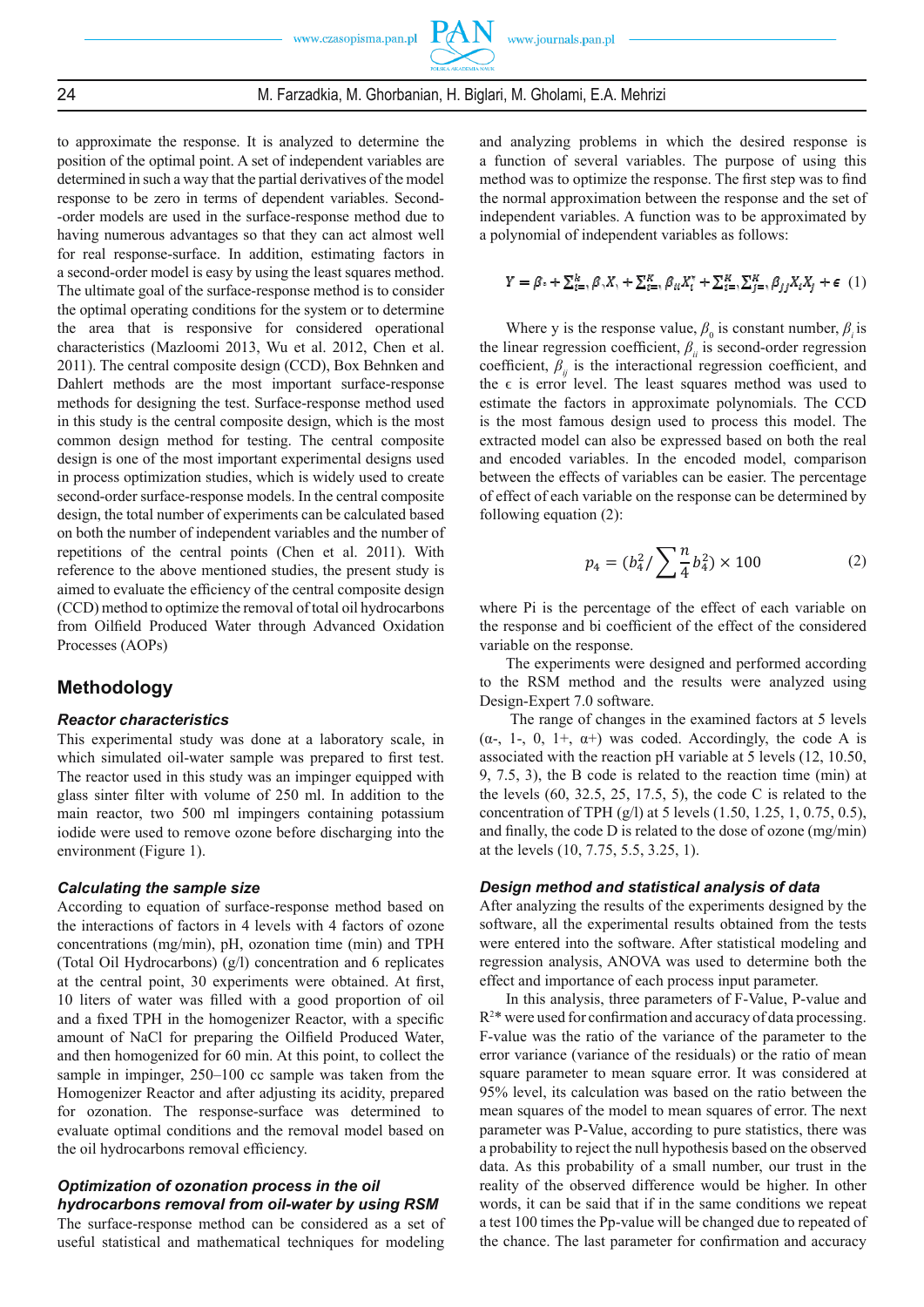to approximate the response. It is analyzed to determine the position of the optimal point. A set of independent variables are determined in such a way that the partial derivatives of the model response to be zero in terms of dependent variables. Second--order models are used in the surface-response method due to having numerous advantages so that they can act almost well for real response-surface. In addition, estimating factors in a second-order model is easy by using the least squares method. The ultimate goal of the surface-response method is to consider the optimal operating conditions for the system or to determine the area that is responsive for considered operational characteristics (Mazloomi 2013, Wu et al. 2012, Chen et al. 2011). The central composite design (CCD), Box Behnken and Dahlert methods are the most important surface-response methods for designing the test. Surface-response method used in this study is the central composite design, which is the most common design method for testing. The central composite design is one of the most important experimental designs used in process optimization studies, which is widely used to create second-order surface-response models. In the central composite design, the total number of experiments can be calculated based on both the number of independent variables and the number of repetitions of the central points (Chen et al. 2011). With reference to the above mentioned studies, the present study is aimed to evaluate the efficiency of the central composite design (CCD) method to optimize the removal of total oil hydrocarbons from Oilfield Produced Water through Advanced Oxidation Processes (AOPs)

## Methodology

### *Reactor characteristics*

This experimental study was done at a laboratory scale, in which simulated oil-water sample was prepared to first test. The reactor used in this study was an impinger equipped with glass sinter filter with volume of 250 ml. In addition to the main reactor, two 500 ml impingers containing potassium iodide were used to remove ozone before discharging into the environment (Figure 1).

### *Calculating the sample size*

According to equation of surface-response method based on the interactions of factors in 4 levels with 4 factors of ozone concentrations (mg/min), pH, ozonation time (min) and TPH (Total Oil Hydrocarbons) (g/l) concentration and 6 replicates at the central point, 30 experiments were obtained. At first, 10 liters of water was filled with a good proportion of oil and a fixed TPH in the homogenizer Reactor, with a specific amount of NaCl for preparing the Oilfield Produced Water, and then homogenized for 60 min. At this point, to collect the sample in impinger, 250–100 cc sample was taken from the Homogenizer Reactor and after adjusting its acidity, prepared for ozonation. The response-surface was determined to evaluate optimal conditions and the removal model based on the oil hydrocarbons removal efficiency.

### *Optimization of ozonation process in the oil hydrocarbons removal from oil-water by using RSM*

The surface-response method can be considered as a set of useful statistical and mathematical techniques for modeling and analyzing problems in which the desired response is a function of several variables. The purpose of using this method was to optimize the response. The first step was to find the normal approximation between the response and the set of independent variables. A function was to be approximated by a polynomial of independent variables as follows:

$$Y = \beta_0 + \sum_{i=1}^{k} \beta_i X_i + \sum_{i=1}^{K} \beta_{ii} X_i^2 + \sum_{i=1}^{K} \sum_{j=1}^{K} \beta_{jj} X_i X_j + \epsilon \quad (1)$$

Where y is the response value, $\beta_0$ is constant number, $\beta_i$ is the linear regression coefficient, $\beta_{ii}$ is second-order regression coefficient, $\beta_{ij}$ is the interactional regression coefficient, and the $\epsilon$ is error level. The least squares method was used to estimate the factors in approximate polynomials. The CCD is the most famous design used to process this model. The extracted model can also be expressed based on both the real and encoded variables. In the encoded model, comparison between the effects of variables can be easier. The percentage of effect of each variable on the response can be determined by following equation (2):

$$p_4 = (b_4^2 / \sum_4^n b_4^2) \times 100 \quad (2)$$

where Pi is the percentage of the effect of each variable on the response and bi coefficient of the effect of the considered variable on the response.

The experiments were designed and performed according to the RSM method and the results were analyzed using Design-Expert 7.0 software.

The range of changes in the examined factors at 5 levels (α-, 1-, 0, 1+, α+) was coded. Accordingly, the code A is associated with the reaction pH variable at 5 levels (12, 10.50, 9, 7.5, 3), the B code is related to the reaction time (min) at the levels (60, 32.5, 25, 17.5, 5), the code C is related to the concentration of TPH (g/l) at 5 levels (1.50, 1.25, 1, 0.75, 0.5), and finally, the code D is related to the dose of ozone (mg/min) at the levels (10, 7.75, 5.5, 3.25, 1).

### *Design method and statistical analysis of data*

After analyzing the results of the experiments designed by the software, all the experimental results obtained from the tests were entered into the software. After statistical modeling and regression analysis, ANOVA was used to determine both the effect and importance of each process input parameter.

In this analysis, three parameters of F-Value, P-value and $R^{2*}$ were used for confirmation and accuracy of data processing. F-value was the ratio of the variance of the parameter to the error variance (variance of the residuals) or the ratio of mean square parameter to mean square error. It was considered at 95% level, its calculation was based on the ratio between the mean squares of the model to mean squares of error. The next parameter was P-Value, according to pure statistics, there was a probability to reject the null hypothesis based on the observed data. As this probability of a small number, our trust in the reality of the observed difference would be higher. In other words, it can be said that if in the same conditions we repeat a test 100 times the Pp-value will be changed due to repeated of the chance. The last parameter for confirmation and accuracy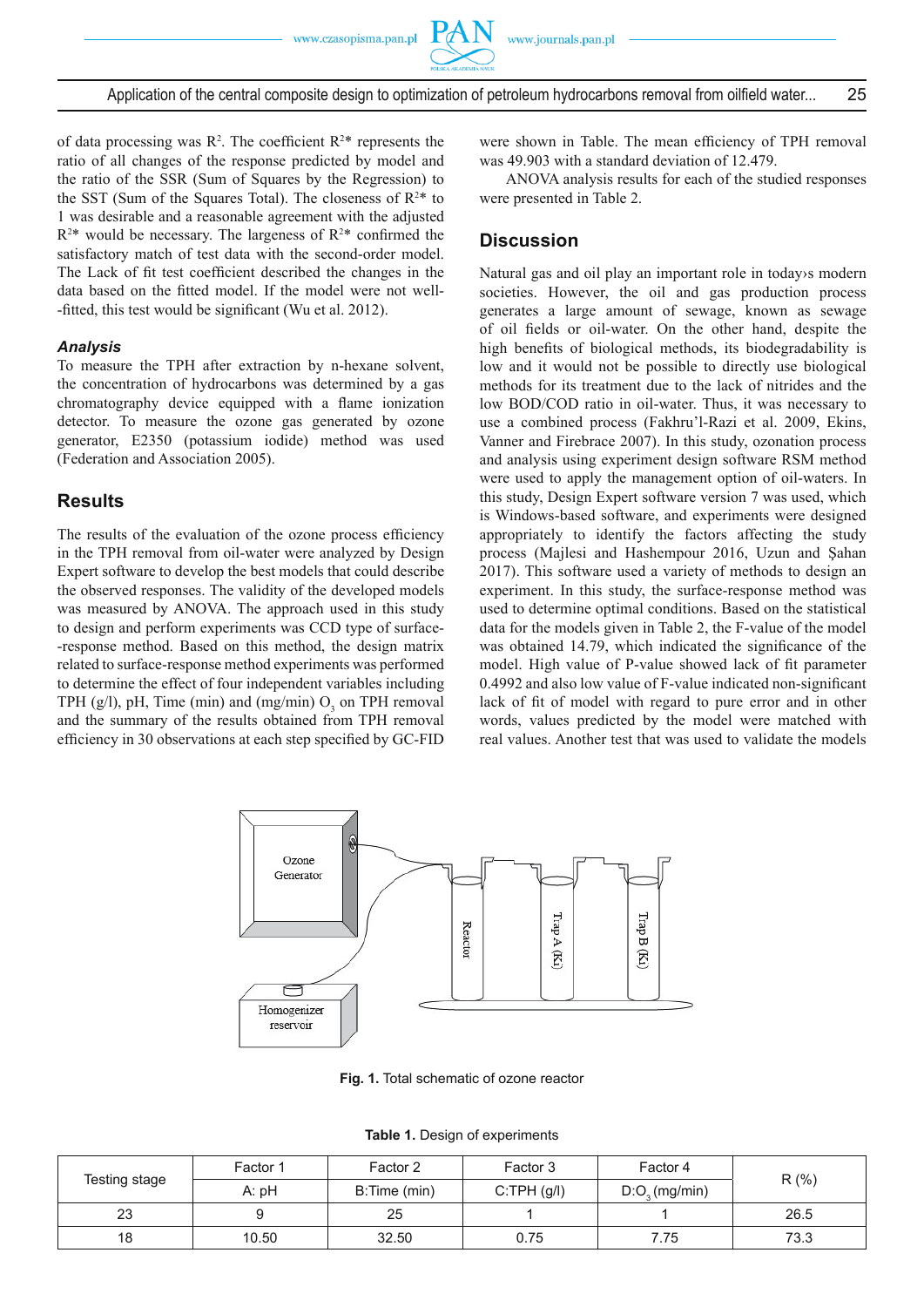of data processing was $R^2$. The coefficient $R^{2*}$ represents the ratio of all changes of the response predicted by model and the ratio of the SSR (Sum of Squares by the Regression) to the SST (Sum of the Squares Total). The closeness of $R^{2*}$ to 1 was desirable and a reasonable agreement with the adjusted $R^{2*}$ would be necessary. The largeness of $R^{2*}$ confirmed the satisfactory match of test data with the second-order model. The Lack of fit test coefficient described the changes in the data based on the fitted model. If the model were not well--fitted, this test would be significant (Wu et al. 2012).

### *Analysis*

To measure the TPH after extraction by n-hexane solvent, the concentration of hydrocarbons was determined by a gas chromatography device equipped with a flame ionization detector. To measure the ozone gas generated by ozone generator, E2350 (potassium iodide) method was used (Federation and Association 2005).

## Results

The results of the evaluation of the ozone process efficiency in the TPH removal from oil-water were analyzed by Design Expert software to develop the best models that could describe the observed responses. The validity of the developed models was measured by ANOVA. The approach used in this study to design and perform experiments was CCD type of surface--response method. Based on this method, the design matrix related to surface-response method experiments was performed to determine the effect of four independent variables including TPH (g/l), pH, Time (min) and (mg/min) $O_3$ on TPH removal and the summary of the results obtained from TPH removal efficiency in 30 observations at each step specified by GC-FID were shown in Table. The mean efficiency of TPH removal was 49.903 with a standard deviation of 12.479.

ANOVA analysis results for each of the studied responses were presented in Table 2.

## Discussion

Natural gas and oil play an important role in today›s modern societies. However, the oil and gas production process generates a large amount of sewage, known as sewage of oil fields or oil-water. On the other hand, despite the high benefits of biological methods, its biodegradability is low and it would not be possible to directly use biological methods for its treatment due to the lack of nitrides and the low BOD/COD ratio in oil-water. Thus, it was necessary to use a combined process (Fakhru'l-Razi et al. 2009, Ekins, Vanner and Firebrace 2007). In this study, ozonation process and analysis using experiment design software RSM method were used to apply the management option of oil-waters. In this study, Design Expert software version 7 was used, which is Windows-based software, and experiments were designed appropriately to identify the factors affecting the study process (Majlesi and Hashempour 2016, Uzun and Şahan 2017). This software used a variety of methods to design an experiment. In this study, the surface-response method was used to determine optimal conditions. Based on the statistical data for the models given in Table 2, the F-value of the model was obtained 14.79, which indicated the significance of the model. High value of P-value showed lack of fit parameter 0.4992 and also low value of F-value indicated non-significant lack of fit of model with regard to pure error and in other words, values predicted by the model were matched with real values. Another test that was used to validate the models

**Fig. 1.** Total schematic of ozone reactor

**Table 1.** Design of experiments

| Testing stage | Factor 1 | Factor 2 | Factor 3 | Factor 4 | R (%) |
|---|---|---|---|---|---|
| | A: pH | B:Time (min) | C:TPH (g/l) | D:$O_3$ (mg/min) | |
| 23 | 9 | 25 | 1 | 1 | 26.5 |
| 18 | 10.50 | 32.50 | 0.75 | 7.75 | 73.3 |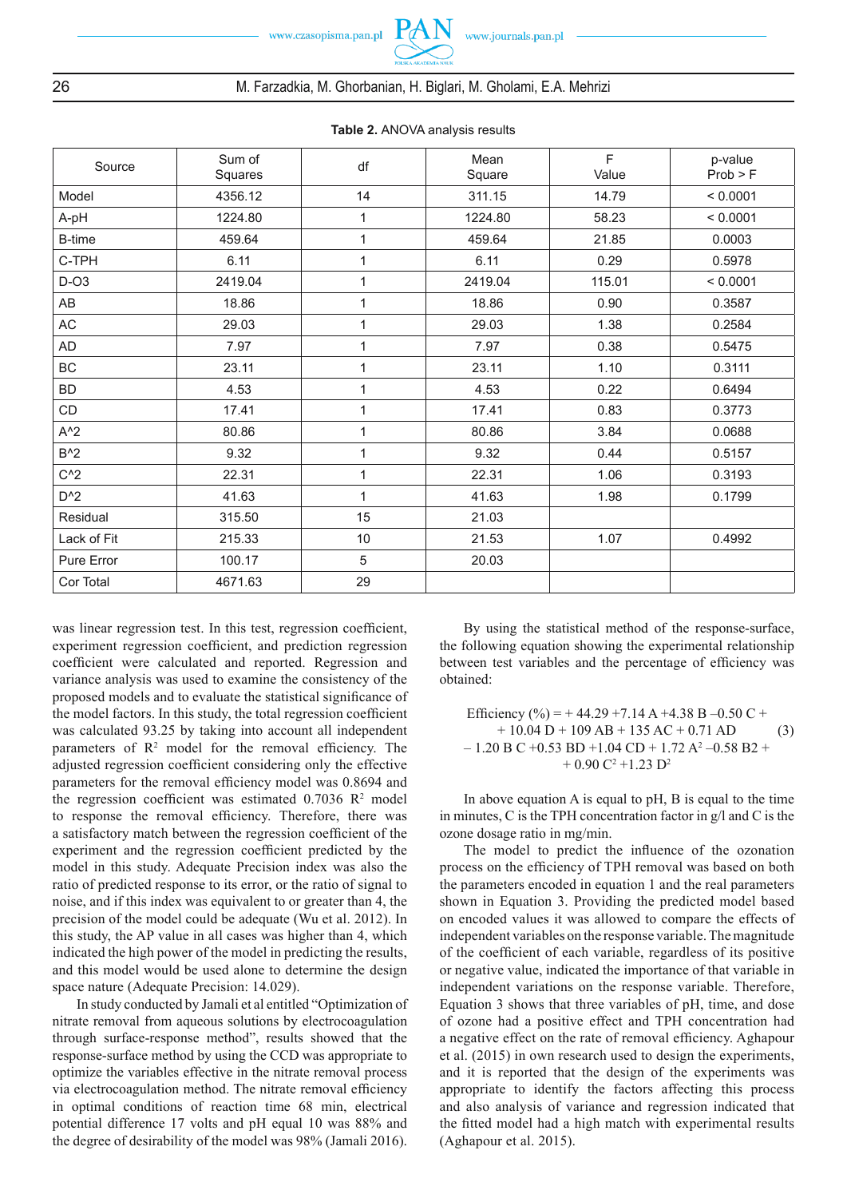**Table 2.** ANOVA analysis results

| Source | Sum of Squares | df | Mean Square | F Value | p-value Prob > F |
|---|---|---|---|---|---|
| Model | 4356.12 | 14 | 311.15 | 14.79 | < 0.0001 |
| A-pH | 1224.80 | 1 | 1224.80 | 58.23 | < 0.0001 |
| B-time | 459.64 | 1 | 459.64 | 21.85 | 0.0003 |
| C-TPH | 6.11 | 1 | 6.11 | 0.29 | 0.5978 |
| D-O3 | 2419.04 | 1 | 2419.04 | 115.01 | < 0.0001 |
| AB | 18.86 | 1 | 18.86 | 0.90 | 0.3587 |
| AC | 29.03 | 1 | 29.03 | 1.38 | 0.2584 |
| AD | 7.97 | 1 | 7.97 | 0.38 | 0.5475 |
| BC | 23.11 | 1 | 23.11 | 1.10 | 0.3111 |
| BD | 4.53 | 1 | 4.53 | 0.22 | 0.6494 |
| CD | 17.41 | 1 | 17.41 | 0.83 | 0.3773 |
| A^2 | 80.86 | 1 | 80.86 | 3.84 | 0.0688 |
| B^2 | 9.32 | 1 | 9.32 | 0.44 | 0.5157 |
| C^2 | 22.31 | 1 | 22.31 | 1.06 | 0.3193 |
| D^2 | 41.63 | 1 | 41.63 | 1.98 | 0.1799 |
| Residual | 315.50 | 15 | 21.03 | | |
| Lack of Fit | 215.33 | 10 | 21.53 | 1.07 | 0.4992 |
| Pure Error | 100.17 | 5 | 20.03 | | |
| Cor Total | 4671.63 | 29 | | | |

was linear regression test. In this test, regression coefficient, experiment regression coefficient, and prediction regression coefficient were calculated and reported. Regression and variance analysis was used to examine the consistency of the proposed models and to evaluate the statistical significance of the model factors. In this study, the total regression coefficient was calculated 93.25 by taking into account all independent parameters of $R^2$ model for the removal efficiency. The adjusted regression coefficient considering only the effective parameters for the removal efficiency model was 0.8694 and the regression coefficient was estimated 0.7036 $R^2$ model to response the removal efficiency. Therefore, there was a satisfactory match between the regression coefficient of the experiment and the regression coefficient predicted by the model in this study. Adequate Precision index was also the ratio of predicted response to its error, or the ratio of signal to noise, and if this index was equivalent to or greater than 4, the precision of the model could be adequate (Wu et al. 2012). In this study, the AP value in all cases was higher than 4, which indicated the high power of the model in predicting the results, and this model would be used alone to determine the design space nature (Adequate Precision: 14.029).

In study conducted by Jamali et al entitled "Optimization of nitrate removal from aqueous solutions by electrocoagulation through surface-response method", results showed that the response-surface method by using the CCD was appropriate to optimize the variables effective in the nitrate removal process via electrocoagulation method. The nitrate removal efficiency in optimal conditions of reaction time 68 min, electrical potential difference 17 volts and pH equal 10 was 88% and the degree of desirability of the model was 98% (Jamali 2016).

By using the statistical method of the response-surface, the following equation showing the experimental relationship between test variables and the percentage of efficiency was obtained:

$$\begin{aligned}\text{Efficiency (\%)} = &+ 44.29 + 7.14\,A + 4.38\,B - 0.50\,C + \\ &+ 10.04\,D + 109\,AB + 135\,AC + 0.71\,AD \\ &- 1.20\,BC + 0.53\,BD + 1.04\,CD + 1.72\,A^2 - 0.58\,B2 + \\ &+ 0.90\,C^2 + 1.23\,D^2\end{aligned} \tag{3}$$

In above equation A is equal to pH, B is equal to the time in minutes, C is the TPH concentration factor in g/l and C is the ozone dosage ratio in mg/min.

The model to predict the influence of the ozonation process on the efficiency of TPH removal was based on both the parameters encoded in equation 1 and the real parameters shown in Equation 3. Providing the predicted model based on encoded values in own research it was allowed to compare the effects of independent variables on the response variable. The magnitude of the coefficient of each variable, regardless of its positive or negative value, indicated the importance of that variable in independent variations on the response variable. Therefore, Equation 3 shows that three variables of pH, time, and dose of ozone had a positive effect and TPH concentration had a negative effect on the rate of removal efficiency. Aghapour et al. (2015) in own research used to design the experiments, and it is reported that the design of the experiments was appropriate to identify the factors affecting this process and also analysis of variance and regression indicated that the fitted model had a high match with experimental results (Aghapour et al. 2015).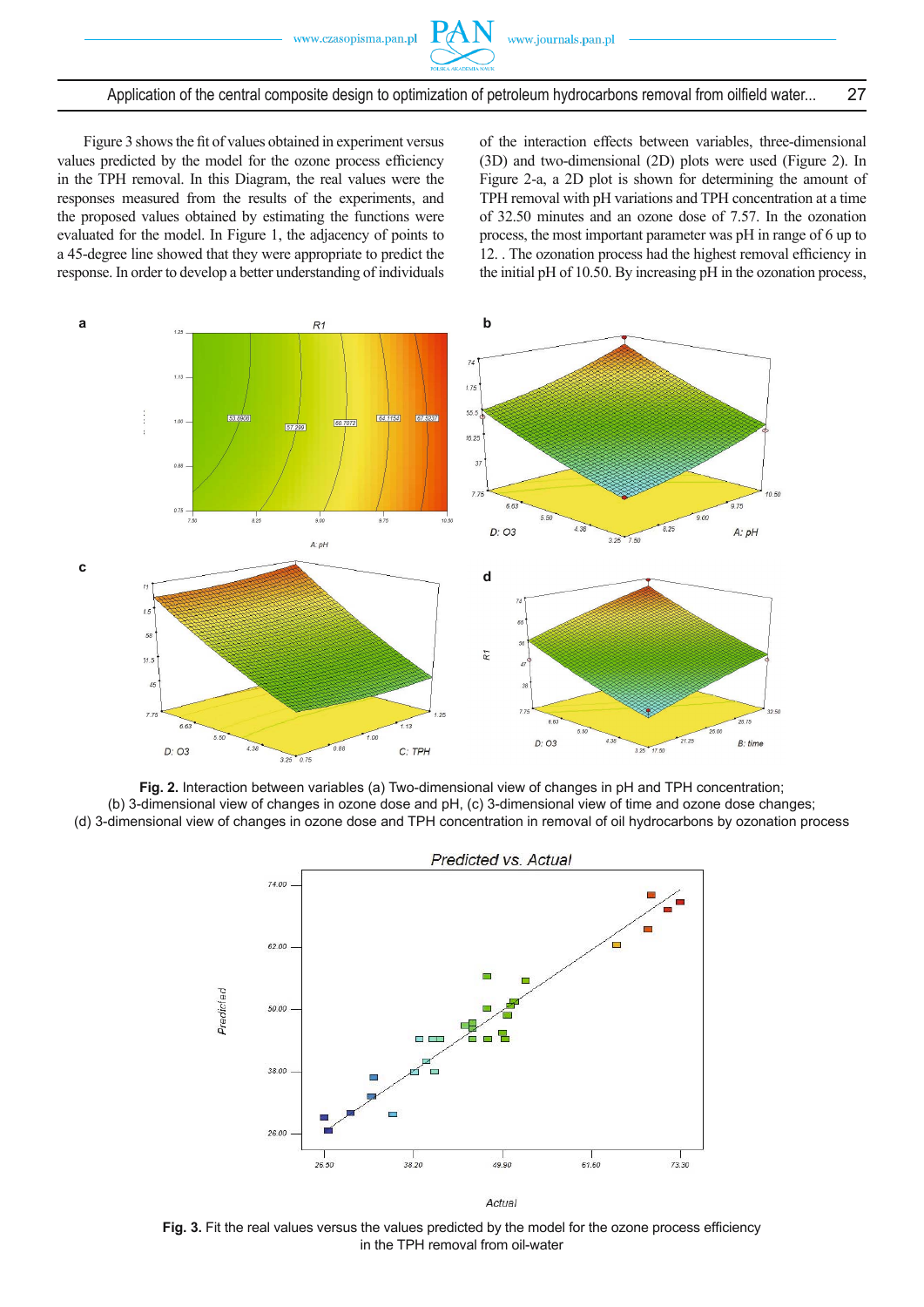Figure 3 shows the fit of values obtained in experiment versus values predicted by the model for the ozone process efficiency in the TPH removal. In this Diagram, the real values were the responses measured from the results of the experiments, and the proposed values obtained by estimating the functions were evaluated for the model. In Figure 1, the adjacency of points to a 45-degree line showed that they were appropriate to predict the response. In order to develop a better understanding of individuals of the interaction effects between variables, three-dimensional (3D) and two-dimensional (2D) plots were used (Figure 2). In Figure 2-a, a 2D plot is shown for determining the amount of TPH removal with pH variations and TPH concentration at a time of 32.50 minutes and an ozone dose of 7.57. In the ozonation process, the most important parameter was pH in range of 6 up to 12. . The ozonation process had the highest removal efficiency in the initial pH of 10.50. By increasing pH in the ozonation process,

**Fig. 2.** Interaction between variables (a) Two-dimensional view of changes in pH and TPH concentration; (b) 3-dimensional view of changes in ozone dose and pH, (c) 3-dimensional view of time and ozone dose changes; (d) 3-dimensional view of changes in ozone dose and TPH concentration in removal of oil hydrocarbons by ozonation process

**Fig. 3.** Fit the real values versus the values predicted by the model for the ozone process efficiency in the TPH removal from oil-water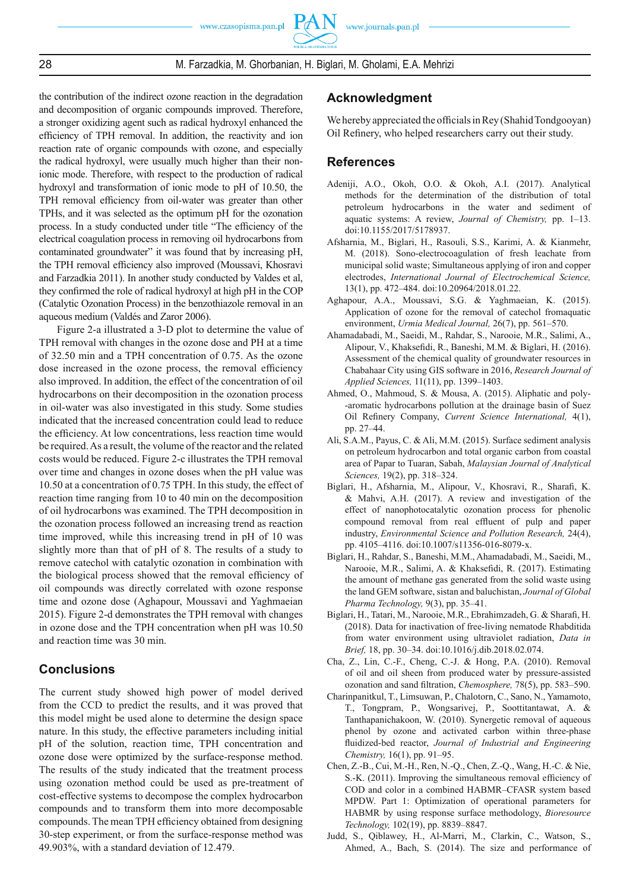the contribution of the indirect ozone reaction in the degradation and decomposition of organic compounds improved. Therefore, a stronger oxidizing agent such as radical hydroxyl enhanced the efficiency of TPH removal. In addition, the reactivity and ion reaction rate of organic compounds with ozone, and especially the radical hydroxyl, were usually much higher than their non-ionic mode. Therefore, with respect to the production of radical hydroxyl and transformation of ionic mode to pH of 10.50, the TPH removal efficiency from oil-water was greater than other TPHs, and it was selected as the optimum pH for the ozonation process. In a study conducted under title "The efficiency of the electrical coagulation process in removing oil hydrocarbons from contaminated groundwater" it was found that by increasing pH, the TPH removal efficiency also improved (Moussavi, Khosravi and Farzadkia 2011). In another study conducted by Valdes et al, they confirmed the role of radical hydroxyl at high pH in the COP (Catalytic Ozonation Process) in the benzothiazole removal in an aqueous medium (Valdés and Zaror 2006).

Figure 2-a illustrated a 3-D plot to determine the value of TPH removal with changes in the ozone dose and PH at a time of 32.50 min and a TPH concentration of 0.75. As the ozone dose increased in the ozone process, the removal efficiency also improved. In addition, the effect of the concentration of oil hydrocarbons on their decomposition in the ozonation process in oil-water was also investigated in this study. Some studies indicated that the increased concentration could lead to reduce the efficiency. At low concentrations, less reaction time would be required. As a result, the volume of the reactor and the related costs would be reduced. Figure 2-c illustrates the TPH removal over time and changes in ozone doses when the pH value was 10.50 at a concentration of 0.75 TPH. In this study, the effect of reaction time ranging from 10 to 40 min on the decomposition of oil hydrocarbons was examined. The TPH decomposition in the ozonation process followed an increasing trend as reaction time improved, while this increasing trend in pH of 10 was slightly more than that of pH of 8. The results of a study to remove catechol with catalytic ozonation in combination with the biological process showed that the removal efficiency of oil compounds was directly correlated with ozone response time and ozone dose (Aghapour, Moussavi and Yaghmaeian 2015). Figure 2-d demonstrates the TPH removal with changes in ozone dose and the TPH concentration when pH was 10.50 and reaction time was 30 min.

## Conclusions

The current study showed high power of model derived from the CCD to predict the results, and it was proved that this model might be used alone to determine the design space nature. In this study, the effective parameters including initial pH of the solution, reaction time, TPH concentration and ozone dose were optimized by the surface-response method. The results of the study indicated that the treatment process using ozonation method could be used as pre-treatment of cost-effective systems to decompose the complex hydrocarbon compounds and to transform them into more decomposable compounds. The mean TPH efficiency obtained from designing 30-step experiment, or from the surface-response method was 49.903%, with a standard deviation of 12.479.

## Acknowledgment

We hereby appreciated the officials in Rey (Shahid Tondgooyan) Oil Refinery, who helped researchers carry out their study.

## References

Adeniji, A.O., Okoh, O.O. & Okoh, A.I. (2017). Analytical methods for the determination of the distribution of total petroleum hydrocarbons in the water and sediment of aquatic systems: A review, *Journal of Chemistry,* pp. 1–13. doi:10.1155/2017/5178937.

Afsharnia, M., Biglari, H., Rasouli, S.S., Karimi, A. & Kianmehr, M. (2018). Sono-electrocoagulation of fresh leachate from municipal solid waste; Simultaneous applying of iron and copper electrodes, *International Journal of Electrochemical Science,* 13(1), pp. 472–484. doi:10.20964/2018.01.22.

Aghapour, A.A., Moussavi, S.G. & Yaghmaeian, K. (2015). Application of ozone for the removal of catechol fromaquatic environment, *Urmia Medical Journal,* 26(7), pp. 561–570.

Ahamadabadi, M., Saeidi, M., Rahdar, S., Narooie, M.R., Salimi, A., Alipour, V., Khaksefidi, R., Baneshi, M.M. & Biglari, H. (2016). Assessment of the chemical quality of groundwater resources in Chabahaar City using GIS software in 2016, *Research Journal of Applied Sciences,* 11(11), pp. 1399–1403.

Ahmed, O., Mahmoud, S. & Mousa, A. (2015). Aliphatic and poly--aromatic hydrocarbons pollution at the drainage basin of Suez Oil Refinery Company, *Current Science International,* 4(1), pp. 27–44.

Ali, S.A.M., Payus, C. & Ali, M.M. (2015). Surface sediment analysis on petroleum hydrocarbon and total organic carbon from coastal area of Papar to Tuaran, Sabah, *Malaysian Journal of Analytical Sciences,* 19(2), pp. 318–324.

Biglari, H., Afsharnia, M., Alipour, V., Khosravi, R., Sharafi, K. & Mahvi, A.H. (2017). A review and investigation of the effect of nanophotocatalytic ozonation process for phenolic compound removal from real effluent of pulp and paper industry, *Environmental Science and Pollution Research,* 24(4), pp. 4105–4116. doi:10.1007/s11356-016-8079-x.

Biglari, H., Rahdar, S., Baneshi, M.M., Ahamadabadi, M., Saeidi, M., Narooie, M.R., Salimi, A. & Khaksefidi, R. (2017). Estimating the amount of methane gas generated from the solid waste using the land GEM software, sistan and baluchistan, *Journal of Global Pharma Technology,* 9(3), pp. 35–41.

Biglari, H., Tatari, M., Narooie, M.R., Ebrahimzadeh, G. & Sharafi, H. (2018). Data for inactivation of free-living nematode Rhabditida from water environment using ultraviolet radiation, *Data in Brief,* 18, pp. 30–34. doi:10.1016/j.dib.2018.02.074.

Cha, Z., Lin, C.-F., Cheng, C.-J. & Hong, P.A. (2010). Removal of oil and oil sheen from produced water by pressure-assisted ozonation and sand filtration, *Chemosphere,* 78(5), pp. 583–590.

Charinpanitkul, T., Limsuwan, P., Chalotorn, C., Sano, N., Yamamoto, T., Tongpram, P., Wongsarivej, P., Soottitantawat, A. & Tanthapanichakoon, W. (2010). Synergetic removal of aqueous phenol by ozone and activated carbon within three-phase fluidized-bed reactor, *Journal of Industrial and Engineering Chemistry,* 16(1), pp. 91–95.

Chen, Z.-B., Cui, M.-H., Ren, N.-Q., Chen, Z.-Q., Wang, H.-C. & Nie, S.-K. (2011). Improving the simultaneous removal efficiency of COD and color in a combined HABMR–CFASR system based MPDW. Part 1: Optimization of operational parameters for HABMR by using response surface methodology, *Bioresource Technology,* 102(19), pp. 8839–8847.

Judd, S., Qiblawey, H., Al-Marri, M., Clarkin, C., Watson, S., Ahmed, A., Bach, S. (2014). The size and performance of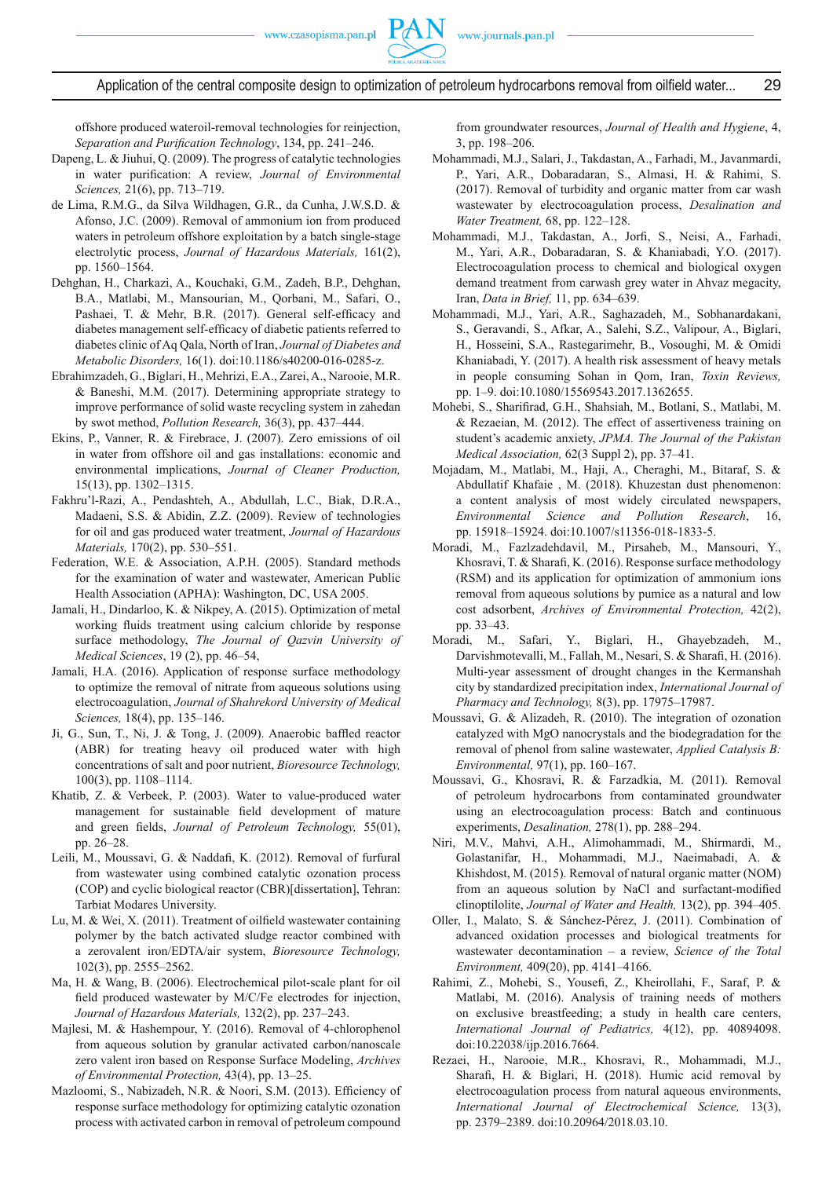offshore produced wateroil-removal technologies for reinjection, *Separation and Purification Technology*, 134, pp. 241–246.

Dapeng, L. & Jiuhui, Q. (2009). The progress of catalytic technologies in water purification: A review, *Journal of Environmental Sciences,* 21(6), pp. 713–719.

de Lima, R.M.G., da Silva Wildhagen, G.R., da Cunha, J.W.S.D. & Afonso, J.C. (2009). Removal of ammonium ion from produced waters in petroleum offshore exploitation by a batch single-stage electrolytic process, *Journal of Hazardous Materials,* 161(2), pp. 1560–1564.

Dehghan, H., Charkazi, A., Kouchaki, G.M., Zadeh, B.P., Dehghan, B.A., Matlabi, M., Mansourian, M., Qorbani, M., Safari, O., Pashaei, T. & Mehr, B.R. (2017). General self-efficacy and diabetes management self-efficacy of diabetic patients referred to diabetes clinic of Aq Qala, North of Iran, *Journal of Diabetes and Metabolic Disorders,* 16(1). doi:10.1186/s40200-016-0285-z.

Ebrahimzadeh, G., Biglari, H., Mehrizi, E.A., Zarei, A., Narooie, M.R. & Baneshi, M.M. (2017). Determining appropriate strategy to improve performance of solid waste recycling system in zahedan by swot method, *Pollution Research,* 36(3), pp. 437–444.

Ekins, P., Vanner, R. & Firebrace, J. (2007). Zero emissions of oil in water from offshore oil and gas installations: economic and environmental implications, *Journal of Cleaner Production,* 15(13), pp. 1302–1315.

Fakhru'l-Razi, A., Pendashteh, A., Abdullah, L.C., Biak, D.R.A., Madaeni, S.S. & Abidin, Z.Z. (2009). Review of technologies for oil and gas produced water treatment, *Journal of Hazardous Materials,* 170(2), pp. 530–551.

Federation, W.E. & Association, A.P.H. (2005). Standard methods for the examination of water and wastewater, American Public Health Association (APHA): Washington, DC, USA 2005.

Jamali, H., Dindarloo, K. & Nikpey, A. (2015). Optimization of metal working fluids treatment using calcium chloride by response surface methodology, *The Journal of Qazvin University of Medical Sciences*, 19 (2), pp. 46–54,

Jamali, H.A. (2016). Application of response surface methodology to optimize the removal of nitrate from aqueous solutions using electrocoagulation, *Journal of Shahrekord University of Medical Sciences,* 18(4), pp. 135–146.

Ji, G., Sun, T., Ni, J. & Tong, J. (2009). Anaerobic baffled reactor (ABR) for treating heavy oil produced water with high concentrations of salt and poor nutrient, *Bioresource Technology,* 100(3), pp. 1108–1114.

Khatib, Z. & Verbeek, P. (2003). Water to value-produced water management for sustainable field development of mature and green fields, *Journal of Petroleum Technology,* 55(01), pp. 26–28.

Leili, M., Moussavi, G. & Naddafi, K. (2012). Removal of furfural from wastewater using combined catalytic ozonation process (COP) and cyclic biological reactor (CBR)[dissertation], Tehran: Tarbiat Modares University.

Lu, M. & Wei, X. (2011). Treatment of oilfield wastewater containing polymer by the batch activated sludge reactor combined with a zerovalent iron/EDTA/air system, *Bioresource Technology,* 102(3), pp. 2555–2562.

Ma, H. & Wang, B. (2006). Electrochemical pilot-scale plant for oil field produced wastewater by M/C/Fe electrodes for injection, *Journal of Hazardous Materials,* 132(2), pp. 237–243.

Majlesi, M. & Hashempour, Y. (2016). Removal of 4-chlorophenol from aqueous solution by granular activated carbon/nanoscale zero valent iron based on Response Surface Modeling, *Archives of Environmental Protection,* 43(4), pp. 13–25.

Mazloomi, S., Nabizadeh, N.R. & Noori, S.M. (2013). Efficiency of response surface methodology for optimizing catalytic ozonation process with activated carbon in removal of petroleum compound from groundwater resources, *Journal of Health and Hygiene*, 4, 3, pp. 198–206.

Mohammadi, M.J., Salari, J., Takdastan, A., Farhadi, M., Javanmardi, P., Yari, A.R., Dobaradaran, S., Almasi, H. & Rahimi, S. (2017). Removal of turbidity and organic matter from car wash wastewater by electrocoagulation process, *Desalination and Water Treatment,* 68, pp. 122–128.

Mohammadi, M.J., Takdastan, A., Jorfi, S., Neisi, A., Farhadi, M., Yari, A.R., Dobaradaran, S. & Khaniabadi, Y.O. (2017). Electrocoagulation process to chemical and biological oxygen demand treatment from carwash grey water in Ahvaz megacity, Iran, *Data in Brief,* 11, pp. 634–639.

Mohammadi, M.J., Yari, A.R., Saghazadeh, M., Sobhanardakani, S., Geravandi, S., Afkar, A., Salehi, S.Z., Valipour, A., Biglari, H., Hosseini, S.A., Rastegarimehr, B., Vosoughi, M. & Omidi Khaniabadi, Y. (2017). A health risk assessment of heavy metals in people consuming Sohan in Qom, Iran, *Toxin Reviews,* pp. 1–9. doi:10.1080/15569543.2017.1362655.

Mohebi, S., Sharifirad, G.H., Shahsiah, M., Botlani, S., Matlabi, M. & Rezaeian, M. (2012). The effect of assertiveness training on student's academic anxiety, *JPMA. The Journal of the Pakistan Medical Association,* 62(3 Suppl 2), pp. 37–41.

Mojadam, M., Matlabi, M., Haji, A., Cheraghi, M., Bitaraf, S. & Abdullatif Khafaie , M. (2018). Khuzestan dust phenomenon: a content analysis of most widely circulated newspapers, *Environmental Science and Pollution Research*, 16, pp. 15918–15924. doi:10.1007/s11356-018-1833-5.

Moradi, M., Fazlzadehdavil, M., Pirsaheb, M., Mansouri, Y., Khosravi, T. & Sharafi, K. (2016). Response surface methodology (RSM) and its application for optimization of ammonium ions removal from aqueous solutions by pumice as a natural and low cost adsorbent, *Archives of Environmental Protection,* 42(2), pp. 33–43.

Moradi, M., Safari, Y., Biglari, H., Ghayebzadeh, M., Darvishmotevalli, M., Fallah, M., Nesari, S. & Sharafi, H. (2016). Multi-year assessment of drought changes in the Kermanshah city by standardized precipitation index, *International Journal of Pharmacy and Technology,* 8(3), pp. 17975–17987.

Moussavi, G. & Alizadeh, R. (2010). The integration of ozonation catalyzed with MgO nanocrystals and the biodegradation for the removal of phenol from saline wastewater, *Applied Catalysis B: Environmental,* 97(1), pp. 160–167.

Moussavi, G., Khosravi, R. & Farzadkia, M. (2011). Removal of petroleum hydrocarbons from contaminated groundwater using an electrocoagulation process: Batch and continuous experiments, *Desalination,* 278(1), pp. 288–294.

Niri, M.V., Mahvi, A.H., Alimohammadi, M., Shirmardi, M., Golastanifar, H., Mohammadi, M.J., Naeimabadi, A. & Khishdost, M. (2015). Removal of natural organic matter (NOM) from an aqueous solution by NaCl and surfactant-modified clinoptilolite, *Journal of Water and Health,* 13(2), pp. 394–405.

Oller, I., Malato, S. & Sánchez-Pérez, J. (2011). Combination of advanced oxidation processes and biological treatments for wastewater decontamination – a review, *Science of the Total Environment,* 409(20), pp. 4141–4166.

Rahimi, Z., Mohebi, S., Yousefi, Z., Kheirollahi, F., Saraf, P. & Matlabi, M. (2016). Analysis of training needs of mothers on exclusive breastfeeding; a study in health care centers, *International Journal of Pediatrics,* 4(12), pp. 40894098. doi:10.22038/ijp.2016.7664.

Rezaei, H., Narooie, M.R., Khosravi, R., Mohammadi, M.J., Sharafi, H. & Biglari, H. (2018). Humic acid removal by electrocoagulation process from natural aqueous environments, *International Journal of Electrochemical Science,* 13(3), pp. 2379–2389. doi:10.20964/2018.03.10.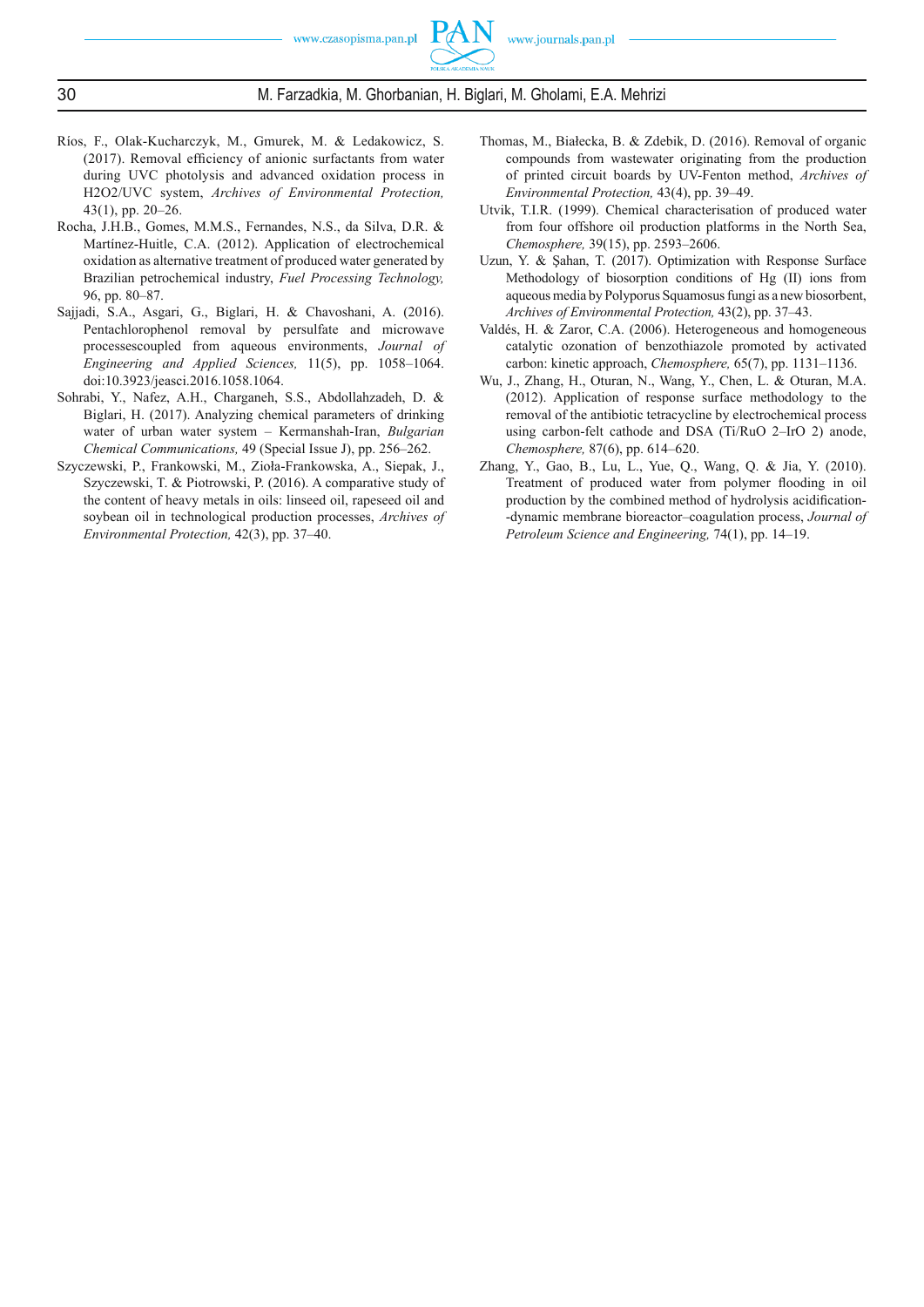Ríos, F., Olak-Kucharczyk, M., Gmurek, M. & Ledakowicz, S. (2017). Removal efficiency of anionic surfactants from water during UVC photolysis and advanced oxidation process in H2O2/UVC system, *Archives of Environmental Protection,* 43(1), pp. 20–26.

Rocha, J.H.B., Gomes, M.M.S., Fernandes, N.S., da Silva, D.R. & Martínez-Huitle, C.A. (2012). Application of electrochemical oxidation as alternative treatment of produced water generated by Brazilian petrochemical industry, *Fuel Processing Technology,* 96, pp. 80–87.

Sajjadi, S.A., Asgari, G., Biglari, H. & Chavoshani, A. (2016). Pentachlorophenol removal by persulfate and microwave processescoupled from aqueous environments, *Journal of Engineering and Applied Sciences,* 11(5), pp. 1058–1064. doi:10.3923/jeasci.2016.1058.1064.

Sohrabi, Y., Nafez, A.H., Charganeh, S.S., Abdollahzadeh, D. & Biglari, H. (2017). Analyzing chemical parameters of drinking water of urban water system – Kermanshah-Iran, *Bulgarian Chemical Communications,* 49 (Special Issue J), pp. 256–262.

Szyczewski, P., Frankowski, M., Zioła-Frankowska, A., Siepak, J., Szyczewski, T. & Piotrowski, P. (2016). A comparative study of the content of heavy metals in oils: linseed oil, rapeseed oil and soybean oil in technological production processes, *Archives of Environmental Protection,* 42(3), pp. 37–40.

Thomas, M., Białecka, B. & Zdebik, D. (2016). Removal of organic compounds from wastewater originating from the production of printed circuit boards by UV-Fenton method, *Archives of Environmental Protection,* 43(4), pp. 39–49.

Utvik, T.I.R. (1999). Chemical characterisation of produced water from four offshore oil production platforms in the North Sea, *Chemosphere,* 39(15), pp. 2593–2606.

Uzun, Y. & Şahan, T. (2017). Optimization with Response Surface Methodology of biosorption conditions of Hg (II) ions from aqueous media by Polyporus Squamosus fungi as a new biosorbent, *Archives of Environmental Protection,* 43(2), pp. 37–43.

Valdés, H. & Zaror, C.A. (2006). Heterogeneous and homogeneous catalytic ozonation of benzothiazole promoted by activated carbon: kinetic approach, *Chemosphere,* 65(7), pp. 1131–1136.

Wu, J., Zhang, H., Oturan, N., Wang, Y., Chen, L. & Oturan, M.A. (2012). Application of response surface methodology to the removal of the antibiotic tetracycline by electrochemical process using carbon-felt cathode and DSA (Ti/RuO 2–IrO 2) anode, *Chemosphere,* 87(6), pp. 614–620.

Zhang, Y., Gao, B., Lu, L., Yue, Q., Wang, Q. & Jia, Y. (2010). Treatment of produced water from polymer flooding in oil production by the combined method of hydrolysis acidification--dynamic membrane bioreactor–coagulation process, *Journal of Petroleum Science and Engineering,* 74(1), pp. 14–19.